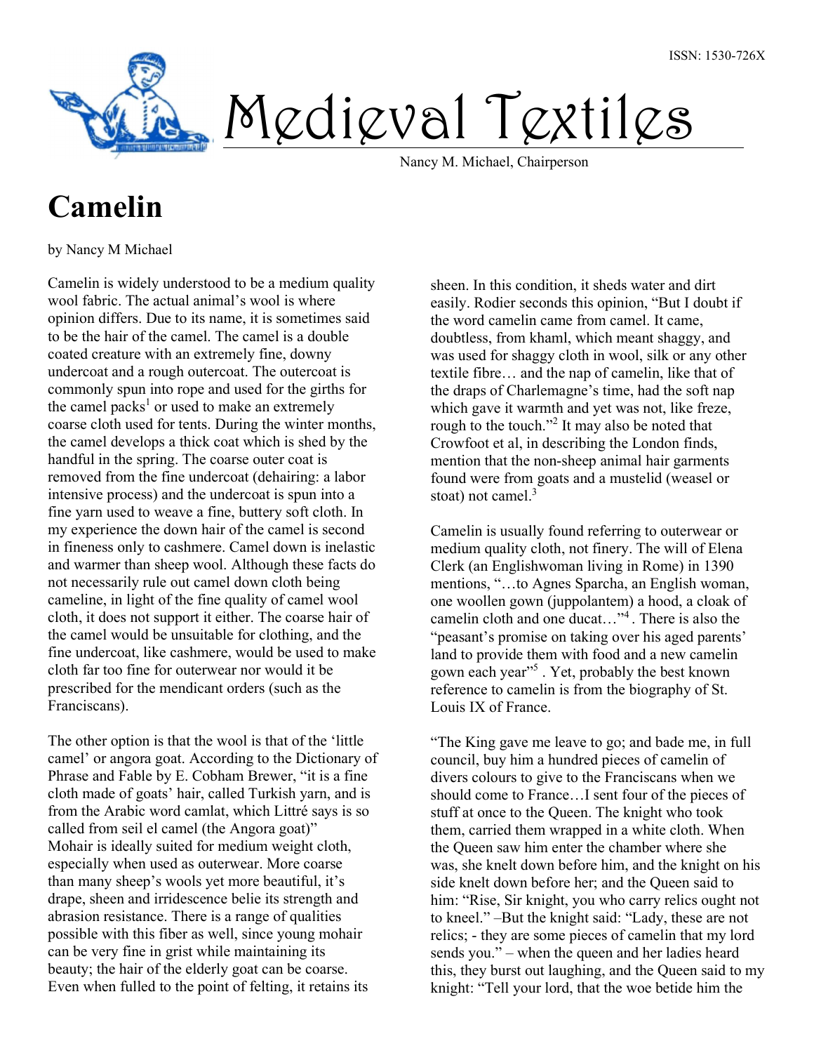ISSN: 1530-726X

# Medieval Textiles

Nancy M. Michael, Chairperson

## Camelin

by Nancy M Michael

Camelin is widely understood to be a medium quality wool fabric. The actual animal's wool is where opinion differs. Due to its name, it is sometimes said to be the hair of the camel. The camel is a double coated creature with an extremely fine, downy undercoat and a rough outercoat. The outercoat is commonly spun into rope and used for the girths for the camel packs[1] or used to make an extremely coarse cloth used for tents. During the winter months, the camel develops a thick coat which is shed by the handful in the spring. The coarse outer coat is removed from the fine undercoat (dehairing: a labor intensive process) and the undercoat is spun into a fine yarn used to weave a fine, buttery soft cloth. In my experience the down hair of the camel is second in fineness only to cashmere. Camel down is inelastic and warmer than sheep wool. Although these facts do not necessarily rule out camel down cloth being cameline, in light of the fine quality of camel wool cloth, it does not support it either. The coarse hair of the camel would be unsuitable for clothing, and the fine undercoat, like cashmere, would be used to make cloth far too fine for outerwear nor would it be prescribed for the mendicant orders (such as the Franciscans).

The other option is that the wool is that of the 'little camel' or angora goat. According to the Dictionary of Phrase and Fable by E. Cobham Brewer, "it is a fine cloth made of goats' hair, called Turkish yarn, and is from the Arabic word camlat, which Littré says is so called from seil el camel (the Angora goat)" Mohair is ideally suited for medium weight cloth, especially when used as outerwear. More coarse than many sheep's wools yet more beautiful, it's drape, sheen and irridescence belie its strength and abrasion resistance. There is a range of qualities possible with this fiber as well, since young mohair can be very fine in grist while maintaining its beauty; the hair of the elderly goat can be coarse. Even when fulled to the point of felting, it retains its sheen. In this condition, it sheds water and dirt easily. Rodier seconds this opinion, "But I doubt if the word camelin came from camel. It came, doubtless, from khaml, which meant shaggy, and was used for shaggy cloth in wool, silk or any other textile fibre… and the nap of camelin, like that of the draps of Charlemagne's time, had the soft nap which gave it warmth and yet was not, like freze, rough to the touch."[2] It may also be noted that Crowfoot et al, in describing the London finds, mention that the non-sheep animal hair garments found were from goats and a mustelid (weasel or stoat) not camel.[3]

Camelin is usually found referring to outerwear or medium quality cloth, not finery. The will of Elena Clerk (an Englishwoman living in Rome) in 1390 mentions, "…to Agnes Sparcha, an English woman, one woollen gown (juppolantem) a hood, a cloak of camelin cloth and one ducat…"[4]. There is also the "peasant's promise on taking over his aged parents' land to provide them with food and a new camelin gown each year"[5] . Yet, probably the best known reference to camelin is from the biography of St. Louis IX of France.

"The King gave me leave to go; and bade me, in full council, buy him a hundred pieces of camelin of divers colours to give to the Franciscans when we should come to France…I sent four of the pieces of stuff at once to the Queen. The knight who took them, carried them wrapped in a white cloth. When the Queen saw him enter the chamber where she was, she knelt down before him, and the knight on his side knelt down before her; and the Queen said to him: "Rise, Sir knight, you who carry relics ought not to kneel." –But the knight said: "Lady, these are not relics; - they are some pieces of camelin that my lord sends you." – when the queen and her ladies heard this, they burst out laughing, and the Queen said to my knight: "Tell your lord, that the woe betide him the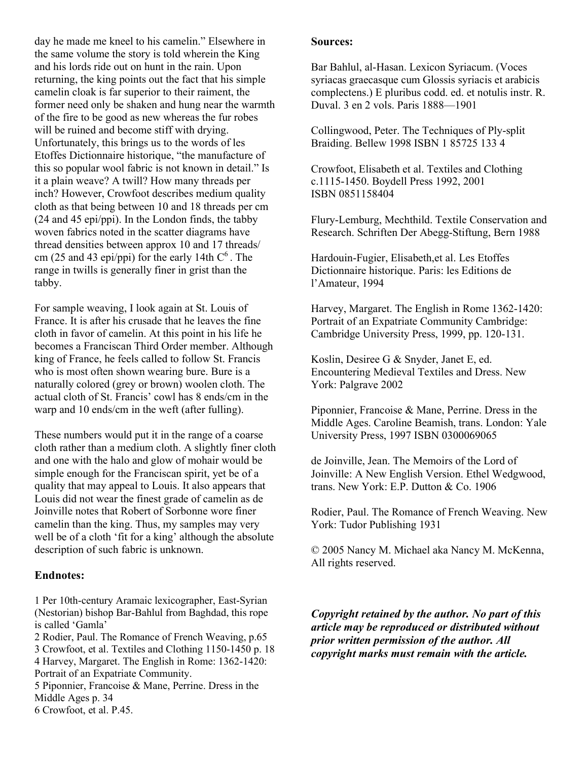day he made me kneel to his camelin." Elsewhere in the same volume the story is told wherein the King and his lords ride out on hunt in the rain. Upon returning, the king points out the fact that his simple camelin cloak is far superior to their raiment, the former need only be shaken and hung near the warmth of the fire to be good as new whereas the fur robes will be ruined and become stiff with drying. Unfortunately, this brings us to the words of les Etoffes Dictionnaire historique, "the manufacture of this so popular wool fabric is not known in detail." Is it a plain weave? A twill? How many threads per inch? However, Crowfoot describes medium quality cloth as that being between 10 and 18 threads per cm (24 and 45 epi/ppi). In the London finds, the tabby woven fabrics noted in the scatter diagrams have thread densities between approx 10 and 17 threads/cm (25 and 43 epi/ppi) for the early 14th C[6]. The range in twills is generally finer in grist than the tabby.

For sample weaving, I look again at St. Louis of France. It is after his crusade that he leaves the fine cloth in favor of camelin. At this point in his life he becomes a Franciscan Third Order member. Although king of France, he feels called to follow St. Francis who is most often shown wearing bure. Bure is a naturally colored (grey or brown) woolen cloth. The actual cloth of St. Francis' cowl has 8 ends/cm in the warp and 10 ends/cm in the weft (after fulling).

These numbers would put it in the range of a coarse cloth rather than a medium cloth. A slightly finer cloth and one with the halo and glow of mohair would be simple enough for the Franciscan spirit, yet be of a quality that may appeal to Louis. It also appears that Louis did not wear the finest grade of camelin as de Joinville notes that Robert of Sorbonne wore finer camelin than the king. Thus, my samples may very well be of a cloth 'fit for a king' although the absolute description of such fabric is unknown.

### Endnotes:

1 Per 10th-century Aramaic lexicographer, East-Syrian (Nestorian) bishop Bar-Bahlul from Baghdad, this rope is called 'Gamla'
2 Rodier, Paul. The Romance of French Weaving, p.65
3 Crowfoot, et al. Textiles and Clothing 1150-1450 p. 18
4 Harvey, Margaret. The English in Rome: 1362-1420: Portrait of an Expatriate Community.
5 Piponnier, Francoise & Mane, Perrine. Dress in the Middle Ages p. 34
6 Crowfoot, et al. P.45.

### Sources:

Bar Bahlul, al-Hasan. Lexicon Syriacum. (Voces syriacas graecasque cum Glossis syriacis et arabicis complectens.) E pluribus codd. ed. et notulis instr. R. Duval. 3 en 2 vols. Paris 1888—1901

Collingwood, Peter. The Techniques of Ply-split Braiding. Bellew 1998 ISBN 1 85725 133 4

Crowfoot, Elisabeth et al. Textiles and Clothing c.1115-1450. Boydell Press 1992, 2001 ISBN 0851158404

Flury-Lemburg, Mechthild. Textile Conservation and Research. Schriften Der Abegg-Stiftung, Bern 1988

Hardouin-Fugier, Elisabeth,et al. Les Etoffes Dictionnaire historique. Paris: les Editions de l'Amateur, 1994

Harvey, Margaret. The English in Rome 1362-1420: Portrait of an Expatriate Community Cambridge: Cambridge University Press, 1999, pp. 120-131.

Koslin, Desiree G & Snyder, Janet E, ed. Encountering Medieval Textiles and Dress. New York: Palgrave 2002

Piponnier, Francoise & Mane, Perrine. Dress in the Middle Ages. Caroline Beamish, trans. London: Yale University Press, 1997 ISBN 0300069065

de Joinville, Jean. The Memoirs of the Lord of Joinville: A New English Version. Ethel Wedgwood, trans. New York: E.P. Dutton & Co. 1906

Rodier, Paul. The Romance of French Weaving. New York: Tudor Publishing 1931

© 2005 Nancy M. Michael aka Nancy M. McKenna, All rights reserved.

***Copyright retained by the author. No part of this article may be reproduced or distributed without prior written permission of the author. All copyright marks must remain with the article.***